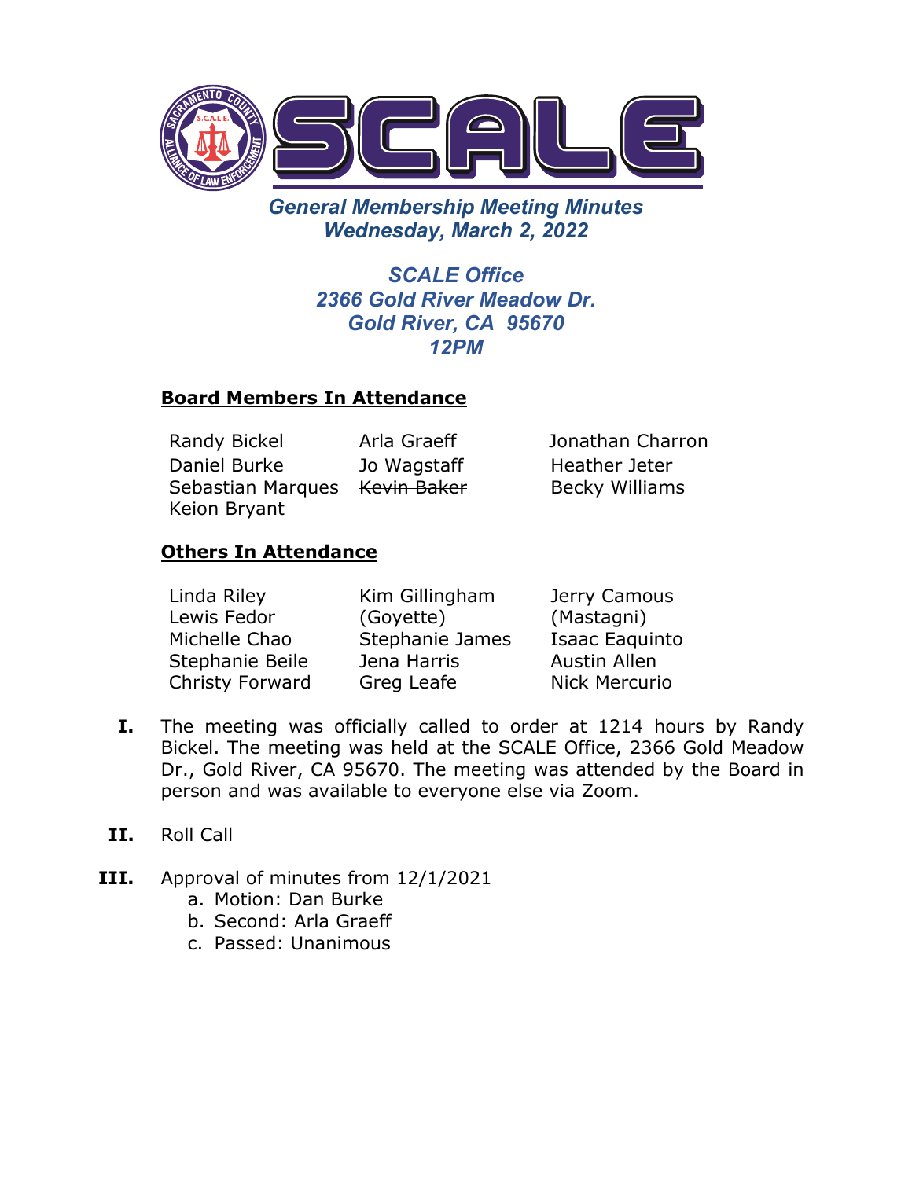# SCALE

## *General Membership Meeting Minutes*
## *Wednesday, March 2, 2022*

***SCALE Office***
***2366 Gold River Meadow Dr.***
***Gold River, CA 95670***
***12PM***

### **Board Members In Attendance**

| | | |
|---|---|---|
| Randy Bickel | Arla Graeff | Jonathan Charron |
| Daniel Burke | Jo Wagstaff | Heather Jeter |
| Sebastian Marques | ~~Kevin Baker~~ | Becky Williams |
| Keion Bryant | | |

### **Others In Attendance**

| | | |
|---|---|---|
| Linda Riley | Kim Gillingham (Goyette) | Jerry Camous (Mastagni) |
| Lewis Fedor | | |
| Michelle Chao | Stephanie James | Isaac Eaquinto |
| Stephanie Beile | Jena Harris | Austin Allen |
| Christy Forward | Greg Leafe | Nick Mercurio |

**I.** The meeting was officially called to order at 1214 hours by Randy Bickel. The meeting was held at the SCALE Office, 2366 Gold Meadow Dr., Gold River, CA 95670. The meeting was attended by the Board in person and was available to everyone else via Zoom.

**II.** Roll Call

**III.** Approval of minutes from 12/1/2021

a. Motion: Dan Burke
b. Second: Arla Graeff
c. Passed: Unanimous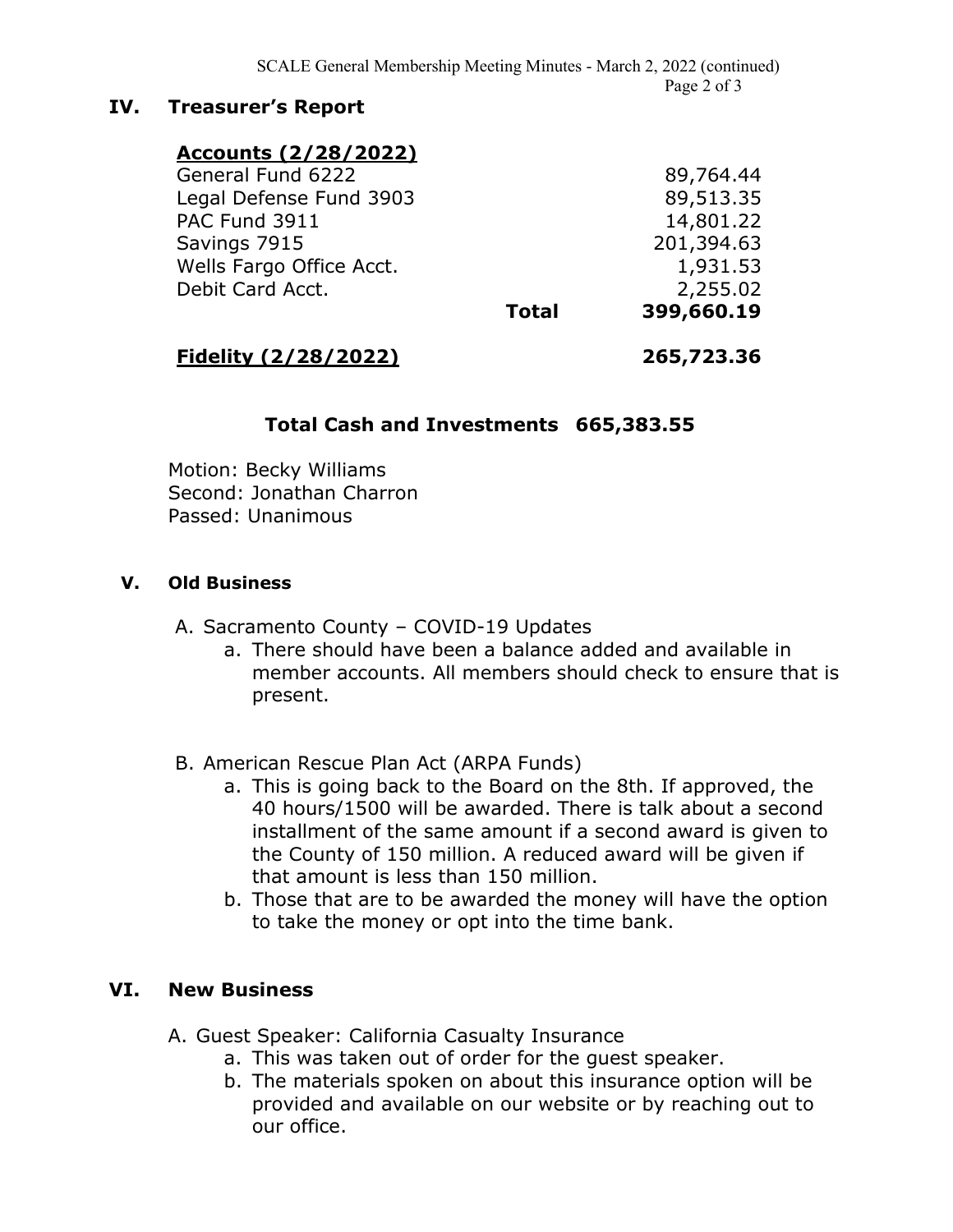## IV. Treasurer's Report

| **Accounts (2/28/2022)** | | |
|---|---|---|
| General Fund 6222 | | 89,764.44 |
| Legal Defense Fund 3903 | | 89,513.35 |
| PAC Fund 3911 | | 14,801.22 |
| Savings 7915 | | 201,394.63 |
| Wells Fargo Office Acct. | | 1,931.53 |
| Debit Card Acct. | | 2,255.02 |
| | **Total** | **399,660.19** |
| **Fidelity (2/28/2022)** | | **265,723.36** |

**Total Cash and Investments 665,383.55**

Motion: Becky Williams
Second: Jonathan Charron
Passed: Unanimous

## V. Old Business

A. Sacramento County – COVID-19 Updates
   a. There should have been a balance added and available in member accounts. All members should check to ensure that is present.

B. American Rescue Plan Act (ARPA Funds)
   a. This is going back to the Board on the 8th. If approved, the 40 hours/1500 will be awarded. There is talk about a second installment of the same amount if a second award is given to the County of 150 million. A reduced award will be given if that amount is less than 150 million.
   b. Those that are to be awarded the money will have the option to take the money or opt into the time bank.

## VI. New Business

A. Guest Speaker: California Casualty Insurance
   a. This was taken out of order for the guest speaker.
   b. The materials spoken on about this insurance option will be provided and available on our website or by reaching out to our office.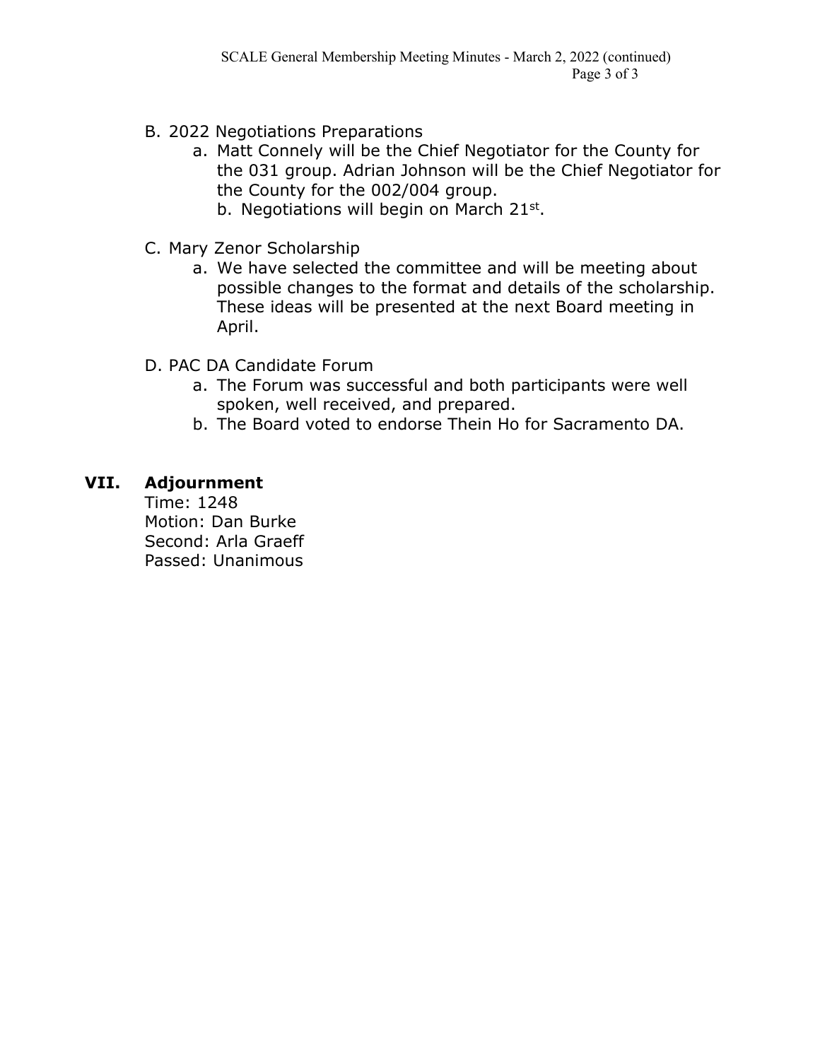B. 2022 Negotiations Preparations

   a. Matt Connely will be the Chief Negotiator for the County for the 031 group. Adrian Johnson will be the Chief Negotiator for the County for the 002/004 group.
   b. Negotiations will begin on March 21st.

C. Mary Zenor Scholarship

   a. We have selected the committee and will be meeting about possible changes to the format and details of the scholarship. These ideas will be presented at the next Board meeting in April.

D. PAC DA Candidate Forum

   a. The Forum was successful and both participants were well spoken, well received, and prepared.
   b. The Board voted to endorse Thein Ho for Sacramento DA.

## VII. Adjournment

Time: 1248
Motion: Dan Burke
Second: Arla Graeff
Passed: Unanimous